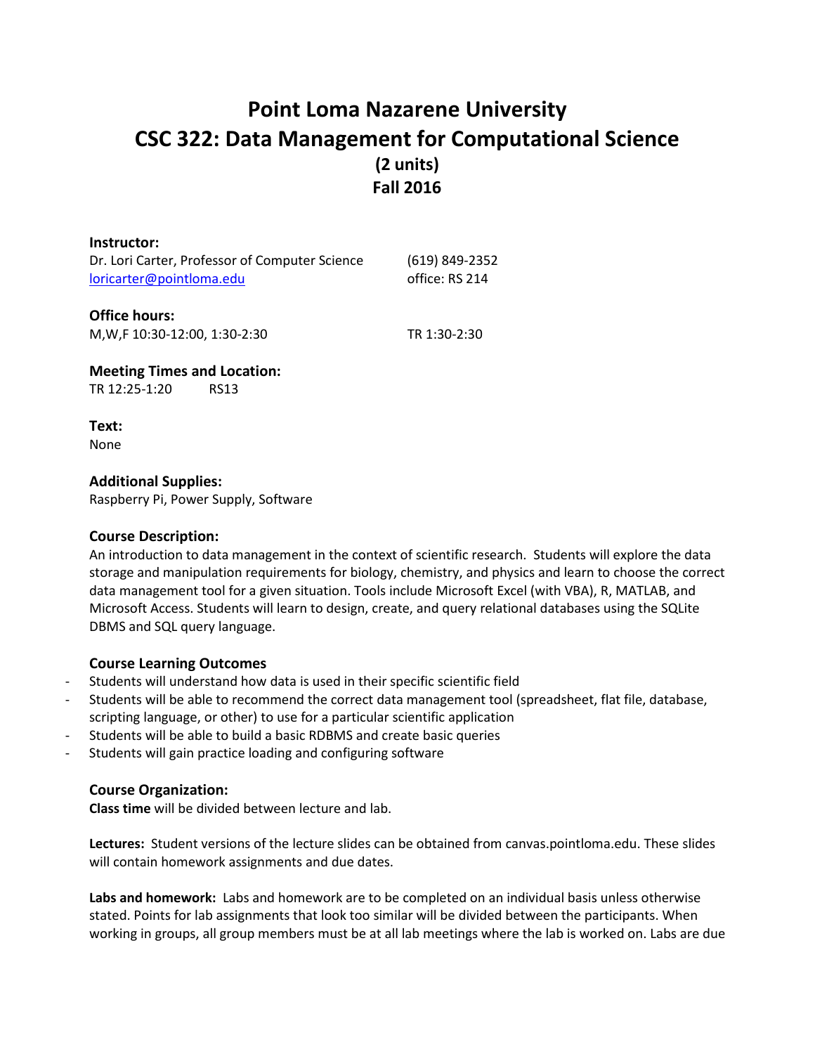# Point Loma Nazarene University
# CSC 322: Data Management for Computational Science
## (2 units)
## Fall 2016

**Instructor:**
Dr. Lori Carter, Professor of Computer Science (619) 849-2352
loricarter@pointloma.edu office: RS 214

**Office hours:**
M,W,F 10:30-12:00, 1:30-2:30 TR 1:30-2:30

**Meeting Times and Location:**
TR 12:25-1:20 RS13

**Text:**
None

**Additional Supplies:**
Raspberry Pi, Power Supply, Software

**Course Description:**
An introduction to data management in the context of scientific research. Students will explore the data storage and manipulation requirements for biology, chemistry, and physics and learn to choose the correct data management tool for a given situation. Tools include Microsoft Excel (with VBA), R, MATLAB, and Microsoft Access. Students will learn to design, create, and query relational databases using the SQLite DBMS and SQL query language.

**Course Learning Outcomes**

- Students will understand how data is used in their specific scientific field
- Students will be able to recommend the correct data management tool (spreadsheet, flat file, database, scripting language, or other) to use for a particular scientific application
- Students will be able to build a basic RDBMS and create basic queries
- Students will gain practice loading and configuring software

**Course Organization:**
**Class time** will be divided between lecture and lab.

**Lectures:** Student versions of the lecture slides can be obtained from canvas.pointloma.edu. These slides will contain homework assignments and due dates.

**Labs and homework:** Labs and homework are to be completed on an individual basis unless otherwise stated. Points for lab assignments that look too similar will be divided between the participants. When working in groups, all group members must be at all lab meetings where the lab is worked on. Labs are due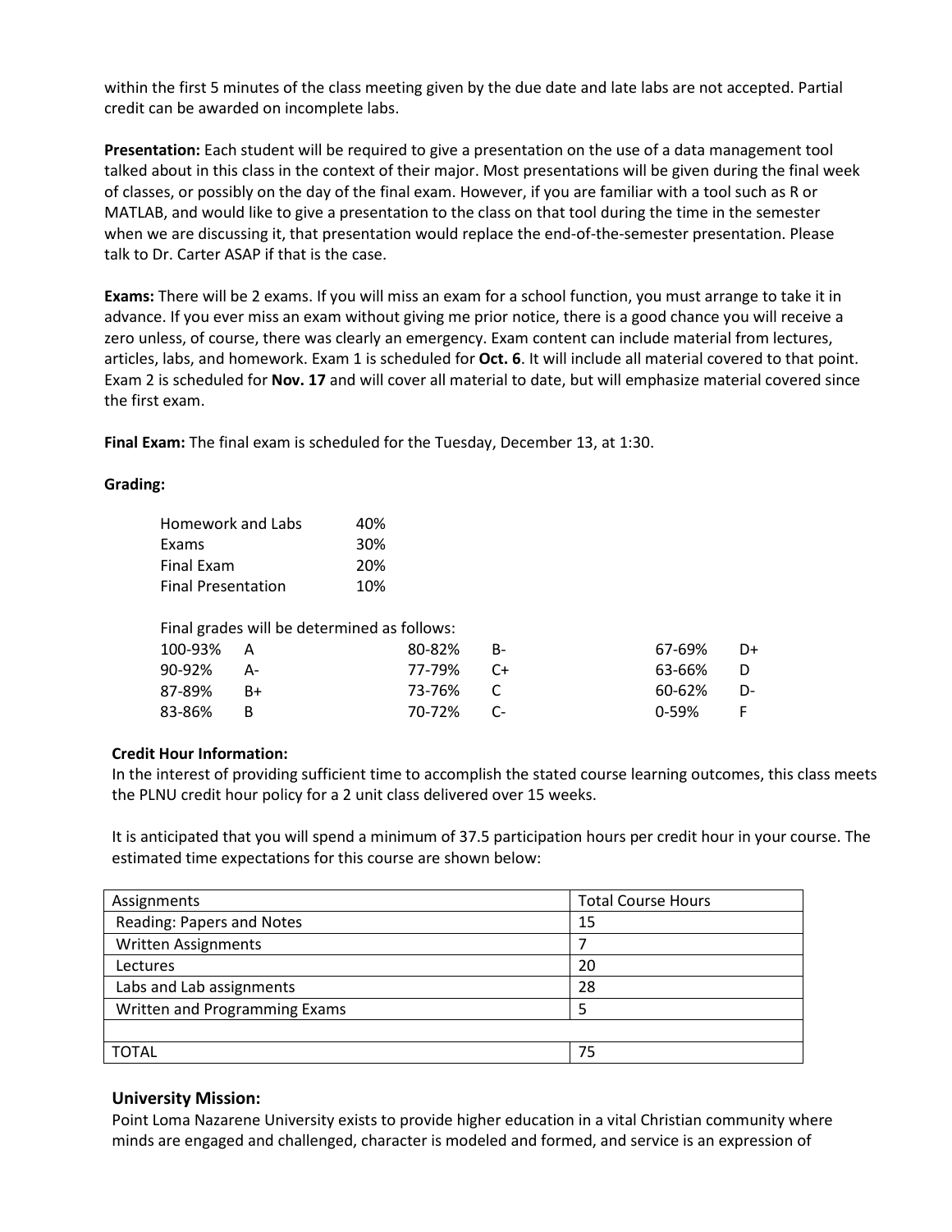within the first 5 minutes of the class meeting given by the due date and late labs are not accepted. Partial credit can be awarded on incomplete labs.

**Presentation:** Each student will be required to give a presentation on the use of a data management tool talked about in this class in the context of their major. Most presentations will be given during the final week of classes, or possibly on the day of the final exam. However, if you are familiar with a tool such as R or MATLAB, and would like to give a presentation to the class on that tool during the time in the semester when we are discussing it, that presentation would replace the end-of-the-semester presentation. Please talk to Dr. Carter ASAP if that is the case.

**Exams:** There will be 2 exams. If you will miss an exam for a school function, you must arrange to take it in advance. If you ever miss an exam without giving me prior notice, there is a good chance you will receive a zero unless, of course, there was clearly an emergency. Exam content can include material from lectures, articles, labs, and homework. Exam 1 is scheduled for **Oct. 6**. It will include all material covered to that point. Exam 2 is scheduled for **Nov. 17** and will cover all material to date, but will emphasize material covered since the first exam.

**Final Exam:** The final exam is scheduled for the Tuesday, December 13, at 1:30.

**Grading:**

| | |
|---|---|
| Homework and Labs | 40% |
| Exams | 30% |
| Final Exam | 20% |
| Final Presentation | 10% |

Final grades will be determined as follows:

| | | | | | |
|---|---|---|---|---|---|
| 100-93% | A | 80-82% | B- | 67-69% | D+ |
| 90-92% | A- | 77-79% | C+ | 63-66% | D |
| 87-89% | B+ | 73-76% | C | 60-62% | D- |
| 83-86% | B | 70-72% | C- | 0-59% | F |

**Credit Hour Information:**

In the interest of providing sufficient time to accomplish the stated course learning outcomes, this class meets the PLNU credit hour policy for a 2 unit class delivered over 15 weeks.

It is anticipated that you will spend a minimum of 37.5 participation hours per credit hour in your course. The estimated time expectations for this course are shown below:

| Assignments | Total Course Hours |
|---|---|
| Reading: Papers and Notes | 15 |
| Written Assignments | 7 |
| Lectures | 20 |
| Labs and Lab assignments | 28 |
| Written and Programming Exams | 5 |
| | |
| TOTAL | 75 |

## University Mission:

Point Loma Nazarene University exists to provide higher education in a vital Christian community where minds are engaged and challenged, character is modeled and formed, and service is an expression of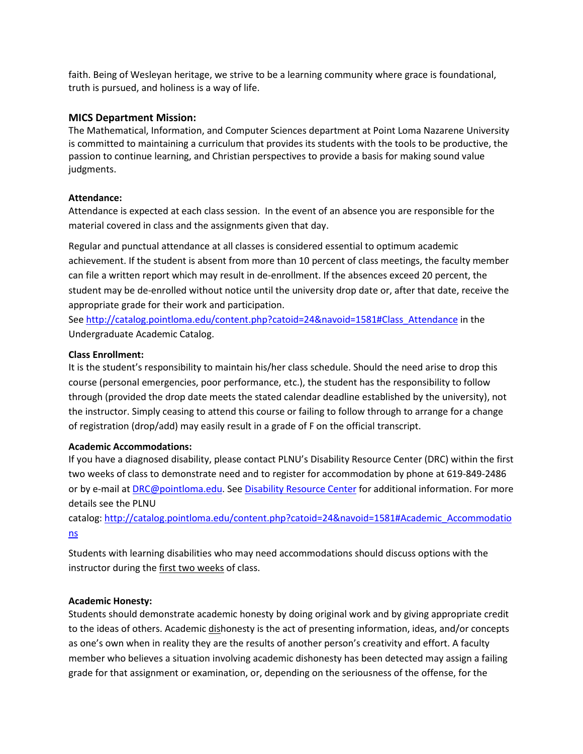faith. Being of Wesleyan heritage, we strive to be a learning community where grace is foundational, truth is pursued, and holiness is a way of life.

### MICS Department Mission:

The Mathematical, Information, and Computer Sciences department at Point Loma Nazarene University is committed to maintaining a curriculum that provides its students with the tools to be productive, the passion to continue learning, and Christian perspectives to provide a basis for making sound value judgments.

**Attendance:**

Attendance is expected at each class session. In the event of an absence you are responsible for the material covered in class and the assignments given that day.

Regular and punctual attendance at all classes is considered essential to optimum academic achievement. If the student is absent from more than 10 percent of class meetings, the faculty member can file a written report which may result in de-enrollment. If the absences exceed 20 percent, the student may be de-enrolled without notice until the university drop date or, after that date, receive the appropriate grade for their work and participation.

See [http://catalog.pointloma.edu/content.php?catoid=24&navoid=1581#Class_Attendance](http://catalog.pointloma.edu/content.php?catoid=24&navoid=1581#Class_Attendance) in the Undergraduate Academic Catalog.

**Class Enrollment:**

It is the student's responsibility to maintain his/her class schedule. Should the need arise to drop this course (personal emergencies, poor performance, etc.), the student has the responsibility to follow through (provided the drop date meets the stated calendar deadline established by the university), not the instructor. Simply ceasing to attend this course or failing to follow through to arrange for a change of registration (drop/add) may easily result in a grade of F on the official transcript.

**Academic Accommodations:**

If you have a diagnosed disability, please contact PLNU's Disability Resource Center (DRC) within the first two weeks of class to demonstrate need and to register for accommodation by phone at 619-849-2486 or by e-mail at [DRC@pointloma.edu](mailto:DRC@pointloma.edu). See [Disability Resource Center]() for additional information. For more details see the PLNU catalog: [http://catalog.pointloma.edu/content.php?catoid=24&navoid=1581#Academic_Accommodations](http://catalog.pointloma.edu/content.php?catoid=24&navoid=1581#Academic_Accommodations)

Students with learning disabilities who may need accommodations should discuss options with the instructor during the <u>first two weeks</u> of class.

**Academic Honesty:**

Students should demonstrate academic honesty by doing original work and by giving appropriate credit to the ideas of others. Academic <u>dis</u>honesty is the act of presenting information, ideas, and/or concepts as one's own when in reality they are the results of another person's creativity and effort. A faculty member who believes a situation involving academic dishonesty has been detected may assign a failing grade for that assignment or examination, or, depending on the seriousness of the offense, for the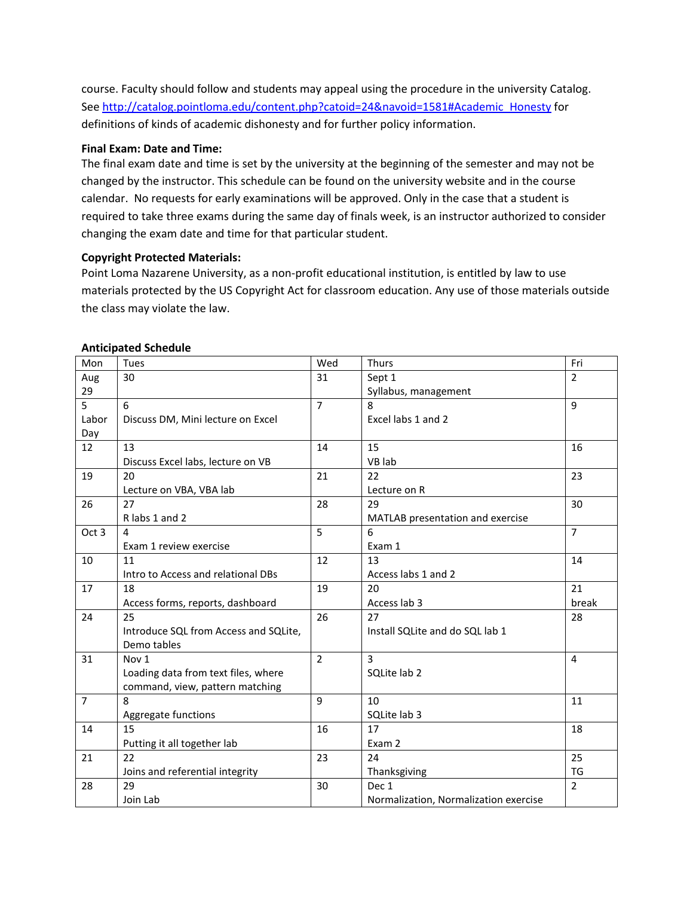course. Faculty should follow and students may appeal using the procedure in the university Catalog. See http://catalog.pointloma.edu/content.php?catoid=24&navoid=1581#Academic_Honesty for definitions of kinds of academic dishonesty and for further policy information.

**Final Exam: Date and Time:**
The final exam date and time is set by the university at the beginning of the semester and may not be changed by the instructor. This schedule can be found on the university website and in the course calendar. No requests for early examinations will be approved. Only in the case that a student is required to take three exams during the same day of finals week, is an instructor authorized to consider changing the exam date and time for that particular student.

**Copyright Protected Materials:**
Point Loma Nazarene University, as a non-profit educational institution, is entitled by law to use materials protected by the US Copyright Act for classroom education. Any use of those materials outside the class may violate the law.

**Anticipated Schedule**

| Mon | Tues | Wed | Thurs | Fri |
|---|---|---|---|---|
| Aug 29 | 30 | 31 | Sept 1<br>Syllabus, management | 2 |
| 5<br>Labor Day | 6<br>Discuss DM, Mini lecture on Excel | 7 | 8<br>Excel labs 1 and 2 | 9 |
| 12 | 13<br>Discuss Excel labs, lecture on VB | 14 | 15<br>VB lab | 16 |
| 19 | 20<br>Lecture on VBA, VBA lab | 21 | 22<br>Lecture on R | 23 |
| 26 | 27<br>R labs 1 and 2 | 28 | 29<br>MATLAB presentation and exercise | 30 |
| Oct 3 | 4<br>Exam 1 review exercise | 5 | 6<br>Exam 1 | 7 |
| 10 | 11<br>Intro to Access and relational DBs | 12 | 13<br>Access labs 1 and 2 | 14 |
| 17 | 18<br>Access forms, reports, dashboard | 19 | 20<br>Access lab 3 | 21<br>break |
| 24 | 25<br>Introduce SQL from Access and SQLite, Demo tables | 26 | 27<br>Install SQLite and do SQL lab 1 | 28 |
| 31 | Nov 1<br>Loading data from text files, where command, view, pattern matching | 2 | 3<br>SQLite lab 2 | 4 |
| 7 | 8<br>Aggregate functions | 9 | 10<br>SQLite lab 3 | 11 |
| 14 | 15<br>Putting it all together lab | 16 | 17<br>Exam 2 | 18 |
| 21 | 22<br>Joins and referential integrity | 23 | 24<br>Thanksgiving | 25<br>TG |
| 28 | 29<br>Join Lab | 30 | Dec 1<br>Normalization, Normalization exercise | 2 |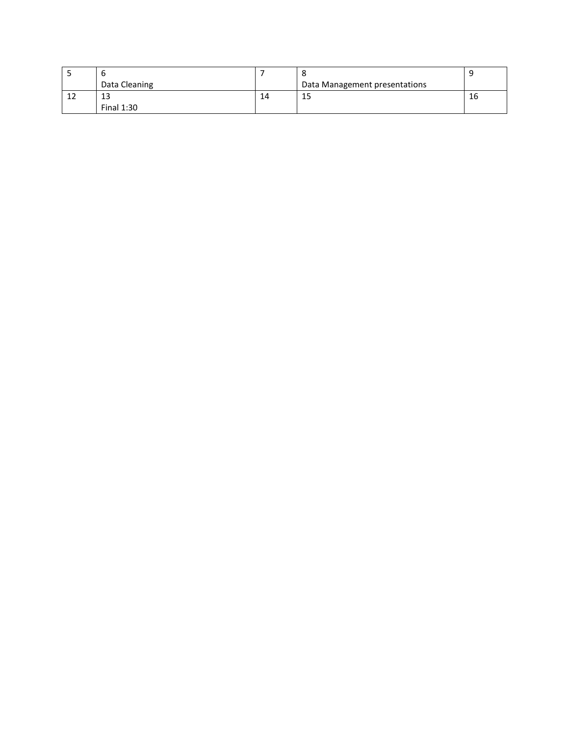| | | | | |
|---|---|---|---|---|
| 5 | 6<br>Data Cleaning | 7 | 8<br>Data Management presentations | 9 |
| 12 | 13<br>Final 1:30 | 14 | 15 | 16 |